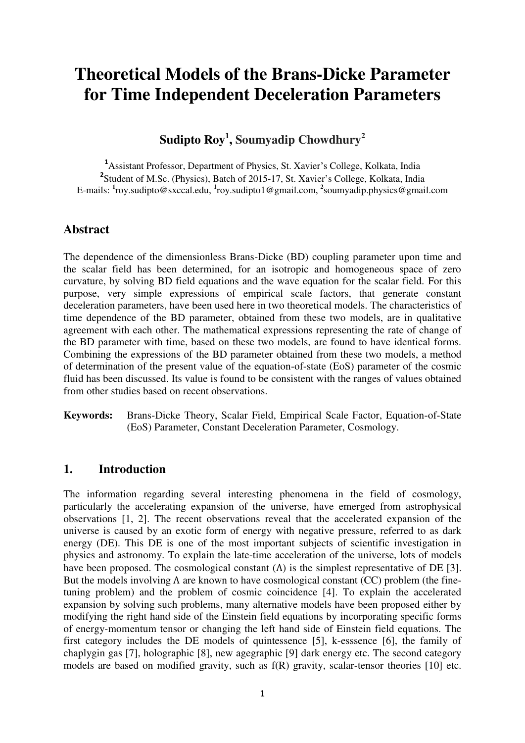# Theoretical Models of the Brans-Dicke Parameter for Time Independent Deceleration Parameters

**Sudipto Roy[1], Soumyadip Chowdhury[2]**

[1]Assistant Professor, Department of Physics, St. Xavier's College, Kolkata, India
[2]Student of M.Sc. (Physics), Batch of 2015-17, St. Xavier's College, Kolkata, India
E-mails: [1]roy.sudipto@sxccal.edu, [1]roy.sudipto1@gmail.com, [2]soumyadip.physics@gmail.com

## Abstract

The dependence of the dimensionless Brans-Dicke (BD) coupling parameter upon time and the scalar field has been determined, for an isotropic and homogeneous space of zero curvature, by solving BD field equations and the wave equation for the scalar field. For this purpose, very simple expressions of empirical scale factors, that generate constant deceleration parameters, have been used here in two theoretical models. The characteristics of time dependence of the BD parameter, obtained from these two models, are in qualitative agreement with each other. The mathematical expressions representing the rate of change of the BD parameter with time, based on these two models, are found to have identical forms. Combining the expressions of the BD parameter obtained from these two models, a method of determination of the present value of the equation-of-state (EoS) parameter of the cosmic fluid has been discussed. Its value is found to be consistent with the ranges of values obtained from other studies based on recent observations.

**Keywords:** Brans-Dicke Theory, Scalar Field, Empirical Scale Factor, Equation-of-State (EoS) Parameter, Constant Deceleration Parameter, Cosmology.

## 1. Introduction

The information regarding several interesting phenomena in the field of cosmology, particularly the accelerating expansion of the universe, have emerged from astrophysical observations [1, 2]. The recent observations reveal that the accelerated expansion of the universe is caused by an exotic form of energy with negative pressure, referred to as dark energy (DE). This DE is one of the most important subjects of scientific investigation in physics and astronomy. To explain the late-time acceleration of the universe, lots of models have been proposed. The cosmological constant (Λ) is the simplest representative of DE [3]. But the models involving Λ are known to have cosmological constant (CC) problem (the fine-tuning problem) and the problem of cosmic coincidence [4]. To explain the accelerated expansion by solving such problems, many alternative models have been proposed either by modifying the right hand side of the Einstein field equations by incorporating specific forms of energy-momentum tensor or changing the left hand side of Einstein field equations. The first category includes the DE models of quintessence [5], k-esssence [6], the family of chaplygin gas [7], holographic [8], new agegraphic [9] dark energy etc. The second category models are based on modified gravity, such as f(R) gravity, scalar-tensor theories [10] etc.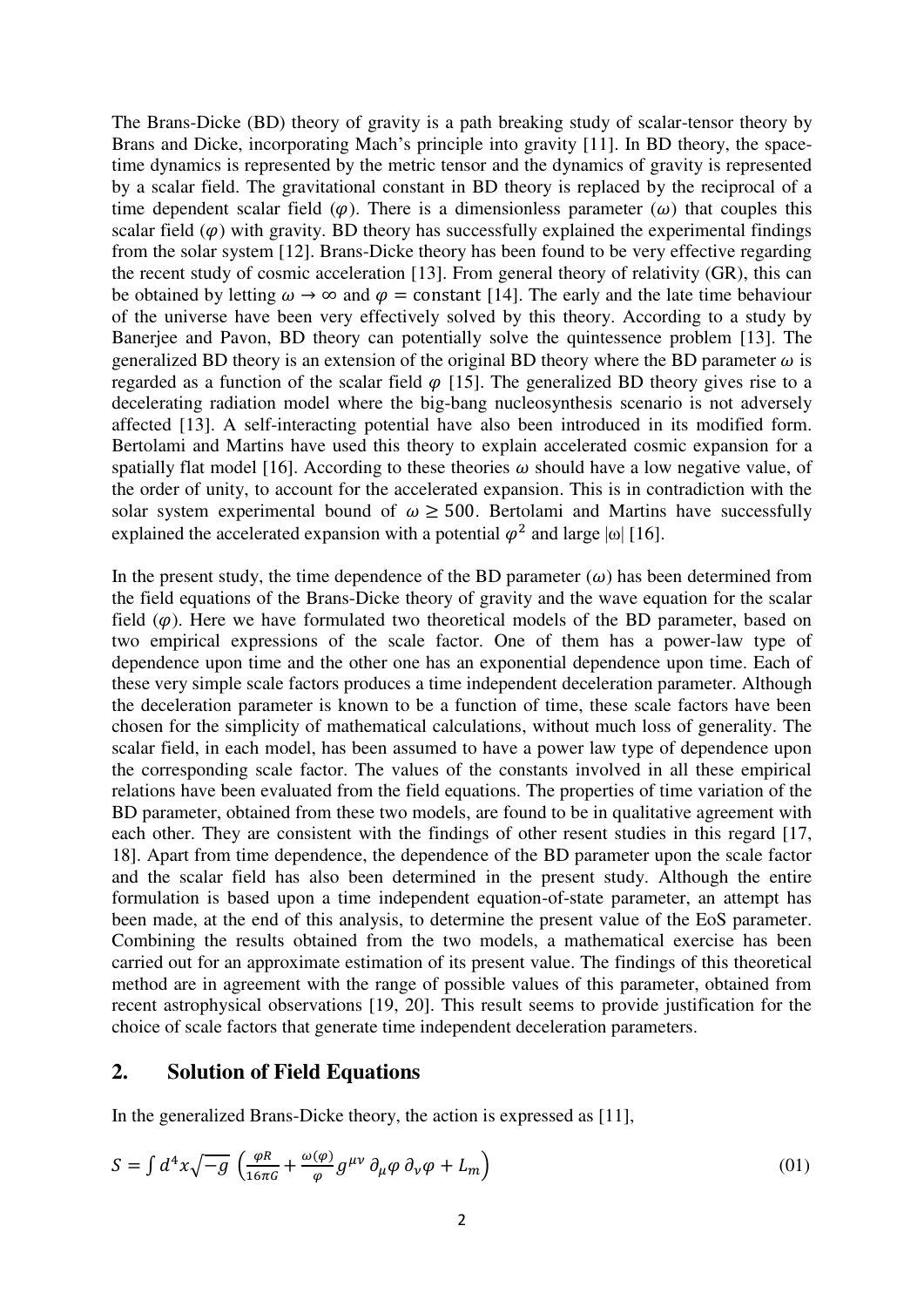The Brans-Dicke (BD) theory of gravity is a path breaking study of scalar-tensor theory by Brans and Dicke, incorporating Mach's principle into gravity [11]. In BD theory, the space-time dynamics is represented by the metric tensor and the dynamics of gravity is represented by a scalar field. The gravitational constant in BD theory is replaced by the reciprocal of a time dependent scalar field ($\varphi$). There is a dimensionless parameter ($\omega$) that couples this scalar field ($\varphi$) with gravity. BD theory has successfully explained the experimental findings from the solar system [12]. Brans-Dicke theory has been found to be very effective regarding the recent study of cosmic acceleration [13]. From general theory of relativity (GR), this can be obtained by letting $\omega \to \infty$ and $\varphi = \text{constant}$ [14]. The early and the late time behaviour of the universe have been very effectively solved by this theory. According to a study by Banerjee and Pavon, BD theory can potentially solve the quintessence problem [13]. The generalized BD theory is an extension of the original BD theory where the BD parameter $\omega$ is regarded as a function of the scalar field $\varphi$ [15]. The generalized BD theory gives rise to a decelerating radiation model where the big-bang nucleosynthesis scenario is not adversely affected [13]. A self-interacting potential have also been introduced in its modified form. Bertolami and Martins have used this theory to explain accelerated cosmic expansion for a spatially flat model [16]. According to these theories $\omega$ should have a low negative value, of the order of unity, to account for the accelerated expansion. This is in contradiction with the solar system experimental bound of $\omega \geq 500$. Bertolami and Martins have successfully explained the accelerated expansion with a potential $\varphi^2$ and large $|\omega|$ [16].

In the present study, the time dependence of the BD parameter ($\omega$) has been determined from the field equations of the Brans-Dicke theory of gravity and the wave equation for the scalar field ($\varphi$). Here we have formulated two theoretical models of the BD parameter, based on two empirical expressions of the scale factor. One of them has a power-law type of dependence upon time and the other one has an exponential dependence upon time. Each of these very simple scale factors produces a time independent deceleration parameter. Although the deceleration parameter is known to be a function of time, these scale factors have been chosen for the simplicity of mathematical calculations, without much loss of generality. The scalar field, in each model, has been assumed to have a power law type of dependence upon the corresponding scale factor. The values of the constants involved in all these empirical relations have been evaluated from the field equations. The properties of time variation of the BD parameter, obtained from these two models, are found to be in qualitative agreement with each other. They are consistent with the findings of other resent studies in this regard [17, 18]. Apart from time dependence, the dependence of the BD parameter upon the scale factor and the scalar field has also been determined in the present study. Although the entire formulation is based upon a time independent equation-of-state parameter, an attempt has been made, at the end of this analysis, to determine the present value of the EoS parameter. Combining the results obtained from the two models, a mathematical exercise has been carried out for an approximate estimation of its present value. The findings of this theoretical method are in agreement with the range of possible values of this parameter, obtained from recent astrophysical observations [19, 20]. This result seems to provide justification for the choice of scale factors that generate time independent deceleration parameters.

## 2. Solution of Field Equations

In the generalized Brans-Dicke theory, the action is expressed as [11],

$$S = \int d^4x\sqrt{-g}\,\left(\frac{\varphi R}{16\pi G} + \frac{\omega(\varphi)}{\varphi} g^{\mu\nu}\,\partial_\mu\varphi\,\partial_\nu\varphi + L_m\right) \tag{01}$$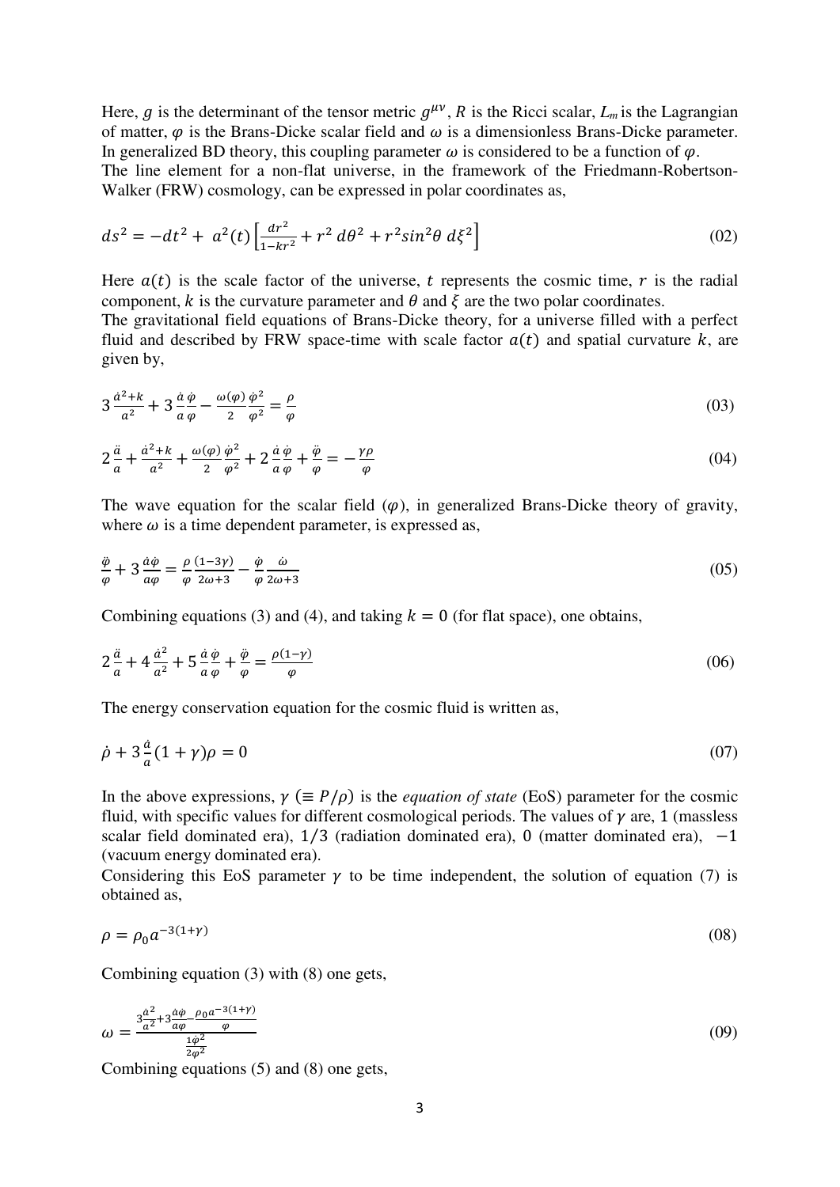Here, $g$ is the determinant of the tensor metric $g^{\mu\nu}$, $R$ is the Ricci scalar, $L_m$ is the Lagrangian of matter, $\varphi$ is the Brans-Dicke scalar field and $\omega$ is a dimensionless Brans-Dicke parameter. In generalized BD theory, this coupling parameter $\omega$ is considered to be a function of $\varphi$.

The line element for a non-flat universe, in the framework of the Friedmann-Robertson-Walker (FRW) cosmology, can be expressed in polar coordinates as,

$$ds^2 = -dt^2 + a^2(t)\left[\frac{dr^2}{1-kr^2} + r^2\, d\theta^2 + r^2 sin^2\theta\, d\xi^2\right] \tag{02}$$

Here $a(t)$ is the scale factor of the universe, $t$ represents the cosmic time, $r$ is the radial component, $k$ is the curvature parameter and $\theta$ and $\xi$ are the two polar coordinates.

The gravitational field equations of Brans-Dicke theory, for a universe filled with a perfect fluid and described by FRW space-time with scale factor $a(t)$ and spatial curvature $k$, are given by,

$$3\frac{\dot{a}^2+k}{a^2} + 3\frac{\dot{a}}{a}\frac{\dot{\varphi}}{\varphi} - \frac{\omega(\varphi)}{2}\frac{\dot{\varphi}^2}{\varphi^2} = \frac{\rho}{\varphi} \tag{03}$$

$$2\frac{\ddot{a}}{a} + \frac{\dot{a}^2+k}{a^2} + \frac{\omega(\varphi)}{2}\frac{\dot{\varphi}^2}{\varphi^2} + 2\frac{\dot{a}}{a}\frac{\dot{\varphi}}{\varphi} + \frac{\ddot{\varphi}}{\varphi} = -\frac{\gamma\rho}{\varphi} \tag{04}$$

The wave equation for the scalar field ($\varphi$), in generalized Brans-Dicke theory of gravity, where $\omega$ is a time dependent parameter, is expressed as,

$$\frac{\ddot{\varphi}}{\varphi} + 3\frac{\dot{a}\dot{\varphi}}{a\varphi} = \frac{\rho}{\varphi}\frac{(1-3\gamma)}{2\omega+3} - \frac{\dot{\varphi}}{\varphi}\frac{\dot{\omega}}{2\omega+3} \tag{05}$$

Combining equations (3) and (4), and taking $k = 0$ (for flat space), one obtains,

$$2\frac{\ddot{a}}{a} + 4\frac{\dot{a}^2}{a^2} + 5\frac{\dot{a}}{a}\frac{\dot{\varphi}}{\varphi} + \frac{\ddot{\varphi}}{\varphi} = \frac{\rho(1-\gamma)}{\varphi} \tag{06}$$

The energy conservation equation for the cosmic fluid is written as,

$$\dot{\rho} + 3\frac{\dot{a}}{a}(1+\gamma)\rho = 0 \tag{07}$$

In the above expressions, $\gamma\ (\equiv P/\rho)$ is the *equation of state* (EoS) parameter for the cosmic fluid, with specific values for different cosmological periods. The values of $\gamma$ are, 1 (massless scalar field dominated era), $1/3$ (radiation dominated era), 0 (matter dominated era), $-1$ (vacuum energy dominated era).

Considering this EoS parameter $\gamma$ to be time independent, the solution of equation (7) is obtained as,

$$\rho = \rho_0 a^{-3(1+\gamma)} \tag{08}$$

Combining equation (3) with (8) one gets,

$$\omega = \frac{3\frac{\dot{a}^2}{a^2} + 3\frac{\dot{a}\dot{\varphi}}{a\varphi} - \frac{\rho_0 a^{-3(1+\gamma)}}{\varphi}}{\frac{1}{2}\frac{\dot{\varphi}^2}{\varphi^2}} \tag{09}$$

Combining equations (5) and (8) one gets,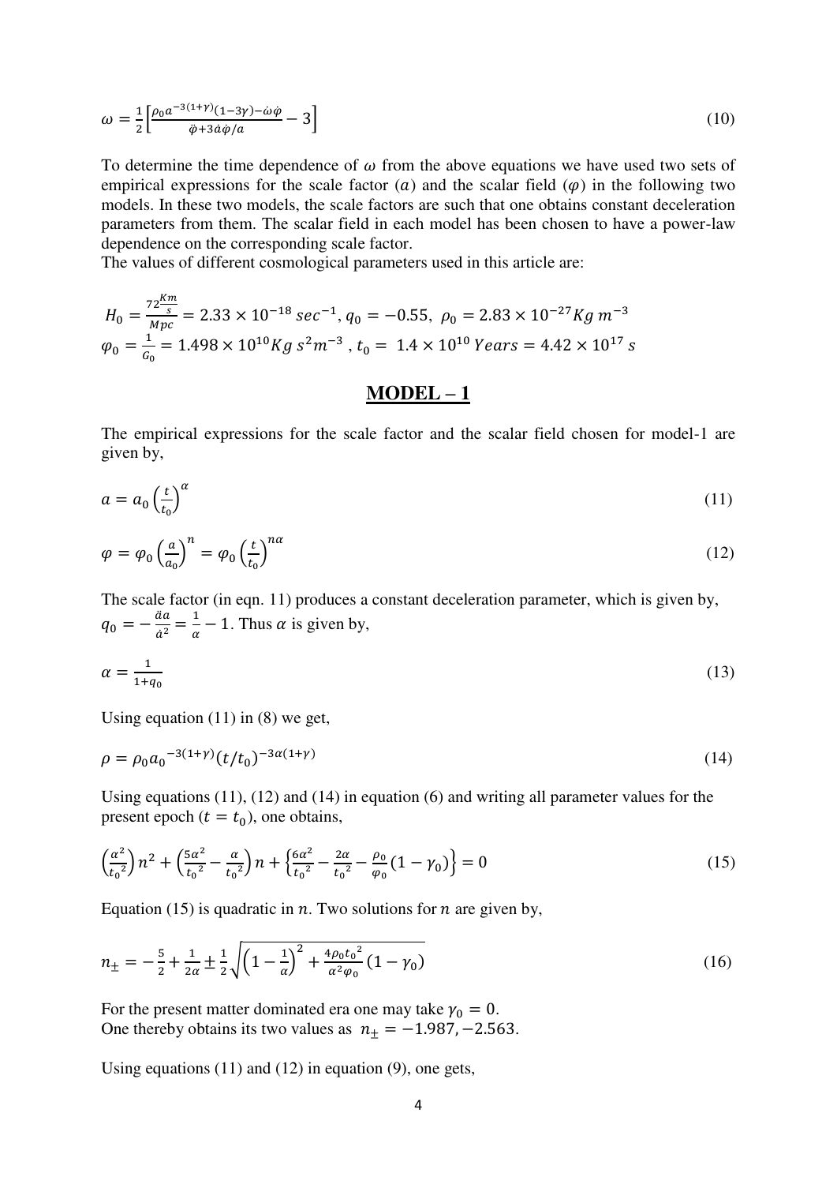$$\omega = \frac{1}{2}\left[\frac{\rho_0 a^{-3(1+\gamma)}(1-3\gamma) - \dot{\omega}\dot{\varphi}}{\ddot{\varphi} + 3\dot{a}\dot{\varphi}/a} - 3\right] \tag{10}$$

To determine the time dependence of $\omega$ from the above equations we have used two sets of empirical expressions for the scale factor ($a$) and the scalar field ($\varphi$) in the following two models. In these two models, the scale factors are such that one obtains constant deceleration parameters from them. The scalar field in each model has been chosen to have a power-law dependence on the corresponding scale factor.
The values of different cosmological parameters used in this article are:

$$H_0 = \frac{72\frac{Km}{s}}{Mpc} = 2.33 \times 10^{-18}\, sec^{-1},\ q_0 = -0.55,\ \rho_0 = 2.83 \times 10^{-27} Kg\, m^{-3}$$
$$\varphi_0 = \frac{1}{G_0} = 1.498 \times 10^{10} Kg\, s^2 m^{-3}\ ,\ t_0 = 1.4 \times 10^{10}\, Years = 4.42 \times 10^{17}\, s$$

## MODEL – 1

The empirical expressions for the scale factor and the scalar field chosen for model-1 are given by,

$$a = a_0\left(\frac{t}{t_0}\right)^{\alpha} \tag{11}$$

$$\varphi = \varphi_0\left(\frac{a}{a_0}\right)^{n} = \varphi_0\left(\frac{t}{t_0}\right)^{n\alpha} \tag{12}$$

The scale factor (in eqn. 11) produces a constant deceleration parameter, which is given by, $q_0 = -\frac{\ddot{a}a}{\dot{a}^2} = \frac{1}{\alpha} - 1$. Thus $\alpha$ is given by,

$$\alpha = \frac{1}{1+q_0} \tag{13}$$

Using equation (11) in (8) we get,

$$\rho = \rho_0 {a_0}^{-3(1+\gamma)}(t/t_0)^{-3\alpha(1+\gamma)} \tag{14}$$

Using equations (11), (12) and (14) in equation (6) and writing all parameter values for the present epoch ($t = t_0$), one obtains,

$$\left(\frac{\alpha^2}{{t_0}^2}\right)n^2 + \left(\frac{5\alpha^2}{{t_0}^2} - \frac{\alpha}{{t_0}^2}\right)n + \left\{\frac{6\alpha^2}{{t_0}^2} - \frac{2\alpha}{{t_0}^2} - \frac{\rho_0}{\varphi_0}(1-\gamma_0)\right\} = 0 \tag{15}$$

Equation (15) is quadratic in $n$. Two solutions for $n$ are given by,

$$n_{\pm} = -\frac{5}{2} + \frac{1}{2\alpha} \pm \frac{1}{2}\sqrt{\left(1 - \frac{1}{\alpha}\right)^2 + \frac{4\rho_0 {t_0}^2}{\alpha^2 \varphi_0}(1-\gamma_0)} \tag{16}$$

For the present matter dominated era one may take $\gamma_0 = 0$.
One thereby obtains its two values as $n_{\pm} = -1.987, -2.563$.

Using equations (11) and (12) in equation (9), one gets,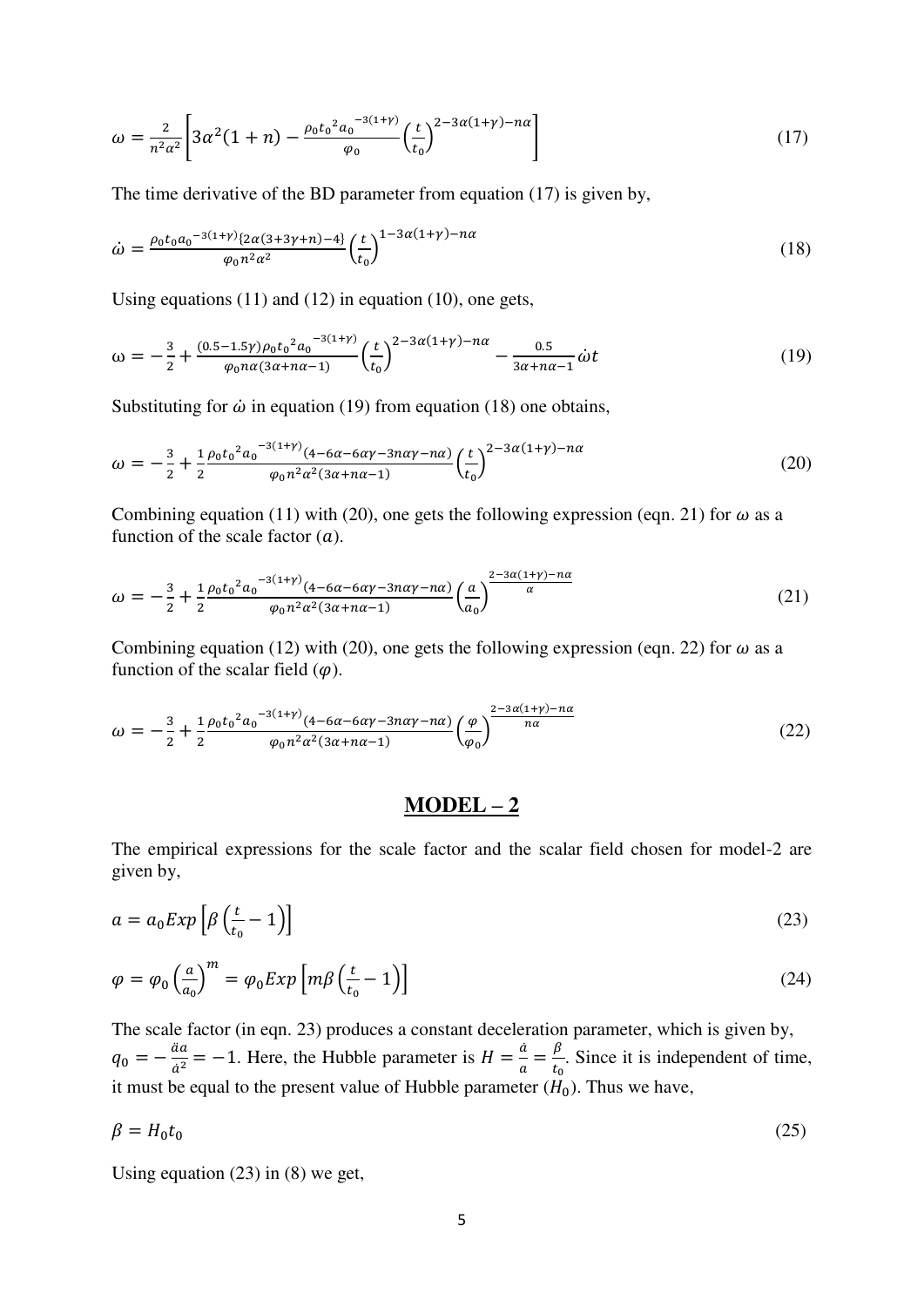$$\omega = \frac{2}{n^2\alpha^2}\left[3\alpha^2(1+n) - \frac{\rho_0 {t_0}^2 {a_0}^{-3(1+\gamma)}}{\varphi_0}\left(\frac{t}{t_0}\right)^{2-3\alpha(1+\gamma)-n\alpha}\right] \tag{17}$$

The time derivative of the BD parameter from equation (17) is given by,

$$\dot{\omega} = \frac{\rho_0 t_0 {a_0}^{-3(1+\gamma)}\{2\alpha(3+3\gamma+n)-4\}}{\varphi_0 n^2\alpha^2}\left(\frac{t}{t_0}\right)^{1-3\alpha(1+\gamma)-n\alpha} \tag{18}$$

Using equations (11) and (12) in equation (10), one gets,

$$\omega = -\frac{3}{2} + \frac{(0.5-1.5\gamma)\rho_0 {t_0}^2 {a_0}^{-3(1+\gamma)}}{\varphi_0 n\alpha(3\alpha+n\alpha-1)}\left(\frac{t}{t_0}\right)^{2-3\alpha(1+\gamma)-n\alpha} - \frac{0.5}{3\alpha+n\alpha-1}\dot{\omega}t \tag{19}$$

Substituting for $\dot{\omega}$ in equation (19) from equation (18) one obtains,

$$\omega = -\frac{3}{2} + \frac{1}{2}\frac{\rho_0 {t_0}^2 {a_0}^{-3(1+\gamma)}(4-6\alpha-6\alpha\gamma-3n\alpha\gamma-n\alpha)}{\varphi_0 n^2\alpha^2(3\alpha+n\alpha-1)}\left(\frac{t}{t_0}\right)^{2-3\alpha(1+\gamma)-n\alpha} \tag{20}$$

Combining equation (11) with (20), one gets the following expression (eqn. 21) for $\omega$ as a function of the scale factor ($a$).

$$\omega = -\frac{3}{2} + \frac{1}{2}\frac{\rho_0 {t_0}^2 {a_0}^{-3(1+\gamma)}(4-6\alpha-6\alpha\gamma-3n\alpha\gamma-n\alpha)}{\varphi_0 n^2\alpha^2(3\alpha+n\alpha-1)}\left(\frac{a}{a_0}\right)^{\frac{2-3\alpha(1+\gamma)-n\alpha}{\alpha}} \tag{21}$$

Combining equation (12) with (20), one gets the following expression (eqn. 22) for $\omega$ as a function of the scalar field ($\varphi$).

$$\omega = -\frac{3}{2} + \frac{1}{2}\frac{\rho_0 {t_0}^2 {a_0}^{-3(1+\gamma)}(4-6\alpha-6\alpha\gamma-3n\alpha\gamma-n\alpha)}{\varphi_0 n^2\alpha^2(3\alpha+n\alpha-1)}\left(\frac{\varphi}{\varphi_0}\right)^{\frac{2-3\alpha(1+\gamma)-n\alpha}{n\alpha}} \tag{22}$$

## MODEL – 2

The empirical expressions for the scale factor and the scalar field chosen for model-2 are given by,

$$a = a_0 Exp\left[\beta\left(\frac{t}{t_0}-1\right)\right] \tag{23}$$

$$\varphi = \varphi_0\left(\frac{a}{a_0}\right)^m = \varphi_0 Exp\left[m\beta\left(\frac{t}{t_0}-1\right)\right] \tag{24}$$

The scale factor (in eqn. 23) produces a constant deceleration parameter, which is given by, $q_0 = -\frac{\ddot{a}a}{\dot{a}^2} = -1$. Here, the Hubble parameter is $H = \frac{\dot{a}}{a} = \frac{\beta}{t_0}$. Since it is independent of time, it must be equal to the present value of Hubble parameter ($H_0$). Thus we have,

$$\beta = H_0 t_0 \tag{25}$$

Using equation (23) in (8) we get,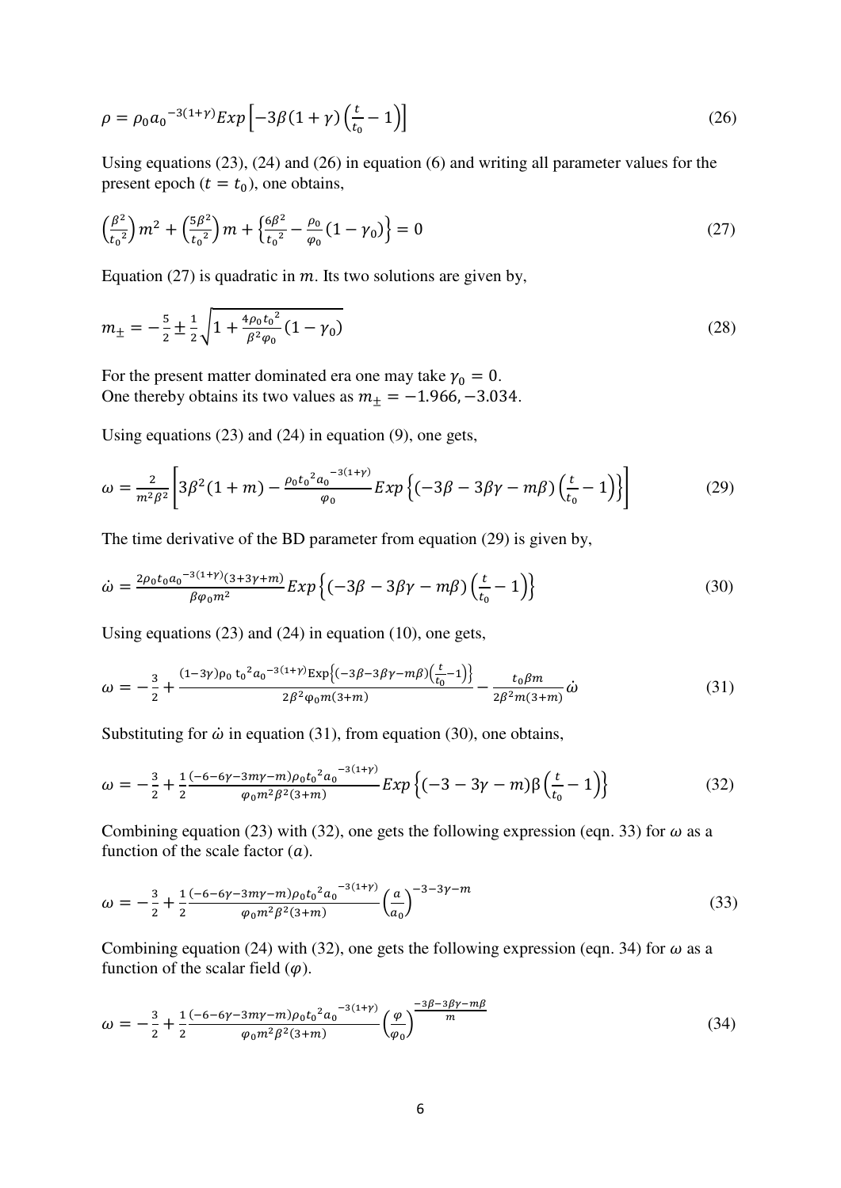$$\rho = \rho_0 {a_0}^{-3(1+\gamma)} Exp\left[-3\beta(1+\gamma)\left(\frac{t}{t_0}-1\right)\right] \tag{26}$$

Using equations (23), (24) and (26) in equation (6) and writing all parameter values for the present epoch ($t = t_0$), one obtains,

$$\left(\frac{\beta^2}{{t_0}^2}\right)m^2 + \left(\frac{5\beta^2}{{t_0}^2}\right)m + \left\{\frac{6\beta^2}{{t_0}^2} - \frac{\rho_0}{\varphi_0}(1-\gamma_0)\right\} = 0 \tag{27}$$

Equation (27) is quadratic in $m$. Its two solutions are given by,

$$m_{\pm} = -\frac{5}{2} \pm \frac{1}{2}\sqrt{1 + \frac{4\rho_0 {t_0}^2}{\beta^2 \varphi_0}(1-\gamma_0)} \tag{28}$$

For the present matter dominated era one may take $\gamma_0 = 0$.
One thereby obtains its two values as $m_{\pm} = -1.966, -3.034$.

Using equations (23) and (24) in equation (9), one gets,

$$\omega = \frac{2}{m^2\beta^2}\left[3\beta^2(1+m) - \frac{\rho_0 {t_0}^2 {a_0}^{-3(1+\gamma)}}{\varphi_0} Exp\left\{(-3\beta - 3\beta\gamma - m\beta)\left(\frac{t}{t_0}-1\right)\right\}\right] \tag{29}$$

The time derivative of the BD parameter from equation (29) is given by,

$$\dot{\omega} = \frac{2\rho_0 t_0 {a_0}^{-3(1+\gamma)}(3+3\gamma+m)}{\beta\varphi_0 m^2} Exp\left\{(-3\beta - 3\beta\gamma - m\beta)\left(\frac{t}{t_0}-1\right)\right\} \tag{30}$$

Using equations (23) and (24) in equation (10), one gets,

$$\omega = -\frac{3}{2} + \frac{(1-3\gamma)\rho_0 {t_0}^2 {a_0}^{-3(1+\gamma)} \mathrm{Exp}\left\{(-3\beta - 3\beta\gamma - m\beta)\left(\frac{t}{t_0}-1\right)\right\}}{2\beta^2\varphi_0 m(3+m)} - \frac{t_0\beta m}{2\beta^2 m(3+m)}\dot{\omega} \tag{31}$$

Substituting for $\dot{\omega}$ in equation (31), from equation (30), one obtains,

$$\omega = -\frac{3}{2} + \frac{1}{2}\frac{(-6-6\gamma-3m\gamma-m)\rho_0 {t_0}^2 {a_0}^{-3(1+\gamma)}}{\varphi_0 m^2\beta^2(3+m)} Exp\left\{(-3-3\gamma-m)\beta\left(\frac{t}{t_0}-1\right)\right\} \tag{32}$$

Combining equation (23) with (32), one gets the following expression (eqn. 33) for $\omega$ as a function of the scale factor ($a$).

$$\omega = -\frac{3}{2} + \frac{1}{2}\frac{(-6-6\gamma-3m\gamma-m)\rho_0 {t_0}^2 {a_0}^{-3(1+\gamma)}}{\varphi_0 m^2\beta^2(3+m)}\left(\frac{a}{a_0}\right)^{-3-3\gamma-m} \tag{33}$$

Combining equation (24) with (32), one gets the following expression (eqn. 34) for $\omega$ as a function of the scalar field ($\varphi$).

$$\omega = -\frac{3}{2} + \frac{1}{2}\frac{(-6-6\gamma-3m\gamma-m)\rho_0 {t_0}^2 {a_0}^{-3(1+\gamma)}}{\varphi_0 m^2\beta^2(3+m)}\left(\frac{\varphi}{\varphi_0}\right)^{\frac{-3\beta-3\beta\gamma-m\beta}{m}} \tag{34}$$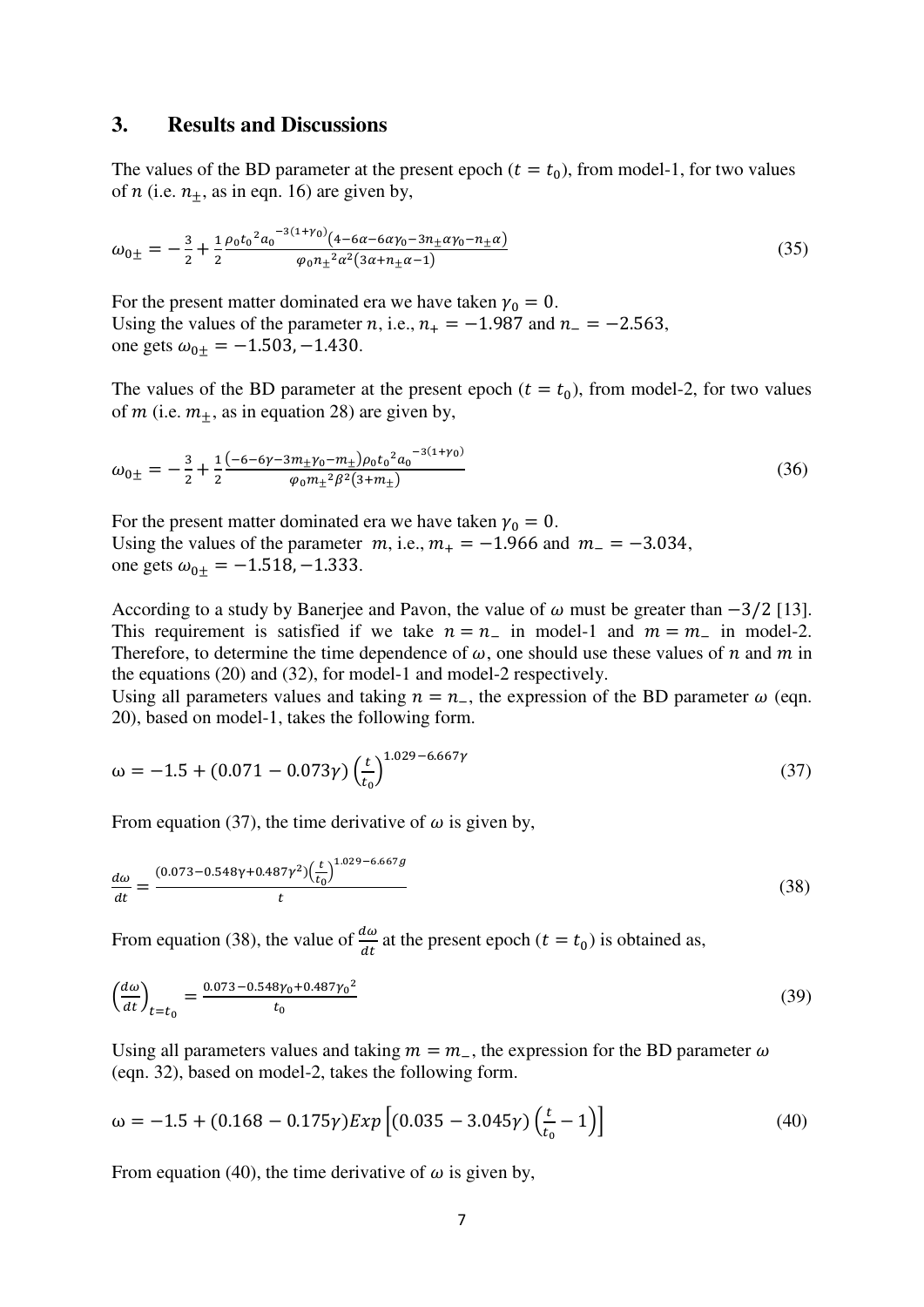## 3. Results and Discussions

The values of the BD parameter at the present epoch ($t = t_0$), from model-1, for two values of $n$ (i.e. $n_{\pm}$, as in eqn. 16) are given by,

$$\omega_{0\pm} = -\frac{3}{2} + \frac{1}{2}\frac{\rho_0 {t_0}^2 {a_0}^{-3(1+\gamma_0)}\left(4-6\alpha-6\alpha\gamma_0-3n_{\pm}\alpha\gamma_0-n_{\pm}\alpha\right)}{\varphi_0 {n_{\pm}}^2\alpha^2\left(3\alpha+n_{\pm}\alpha-1\right)} \tag{35}$$

For the present matter dominated era we have taken $\gamma_0 = 0$.
Using the values of the parameter $n$, i.e., $n_+ = -1.987$ and $n_- = -2.563$, one gets $\omega_{0\pm} = -1.503, -1.430$.

The values of the BD parameter at the present epoch ($t = t_0$), from model-2, for two values of $m$ (i.e. $m_{\pm}$, as in equation 28) are given by,

$$\omega_{0\pm} = -\frac{3}{2} + \frac{1}{2}\frac{\left(-6-6\gamma-3m_{\pm}\gamma_0-m_{\pm}\right)\rho_0 {t_0}^2 {a_0}^{-3(1+\gamma_0)}}{\varphi_0 m_{\pm}{}^2\beta^2\left(3+m_{\pm}\right)} \tag{36}$$

For the present matter dominated era we have taken $\gamma_0 = 0$.
Using the values of the parameter $m$, i.e., $m_+ = -1.966$ and $m_- = -3.034$, one gets $\omega_{0\pm} = -1.518, -1.333$.

According to a study by Banerjee and Pavon, the value of $\omega$ must be greater than $-3/2$ [13]. This requirement is satisfied if we take $n = n_-$ in model-1 and $m = m_-$ in model-2. Therefore, to determine the time dependence of $\omega$, one should use these values of $n$ and $m$ in the equations (20) and (32), for model-1 and model-2 respectively.
Using all parameters values and taking $n = n_-$, the expression of the BD parameter $\omega$ (eqn. 20), based on model-1, takes the following form.

$$\omega = -1.5 + (0.071 - 0.073\gamma)\left(\frac{t}{t_0}\right)^{1.029-6.667\gamma} \tag{37}$$

From equation (37), the time derivative of $\omega$ is given by,

$$\frac{d\omega}{dt} = \frac{(0.073-0.548\gamma+0.487\gamma^2)\left(\frac{t}{t_0}\right)^{1.029-6.667g}}{t} \tag{38}$$

From equation (38), the value of $\frac{d\omega}{dt}$ at the present epoch ($t = t_0$) is obtained as,

$$\left(\frac{d\omega}{dt}\right)_{t=t_0} = \frac{0.073-0.548\gamma_0+0.487{\gamma_0}^2}{t_0} \tag{39}$$

Using all parameters values and taking $m = m_-$, the expression for the BD parameter $\omega$ (eqn. 32), based on model-2, takes the following form.

$$\omega = -1.5 + (0.168 - 0.175\gamma)Exp\left[(0.035 - 3.045\gamma)\left(\frac{t}{t_0} - 1\right)\right] \tag{40}$$

From equation (40), the time derivative of $\omega$ is given by,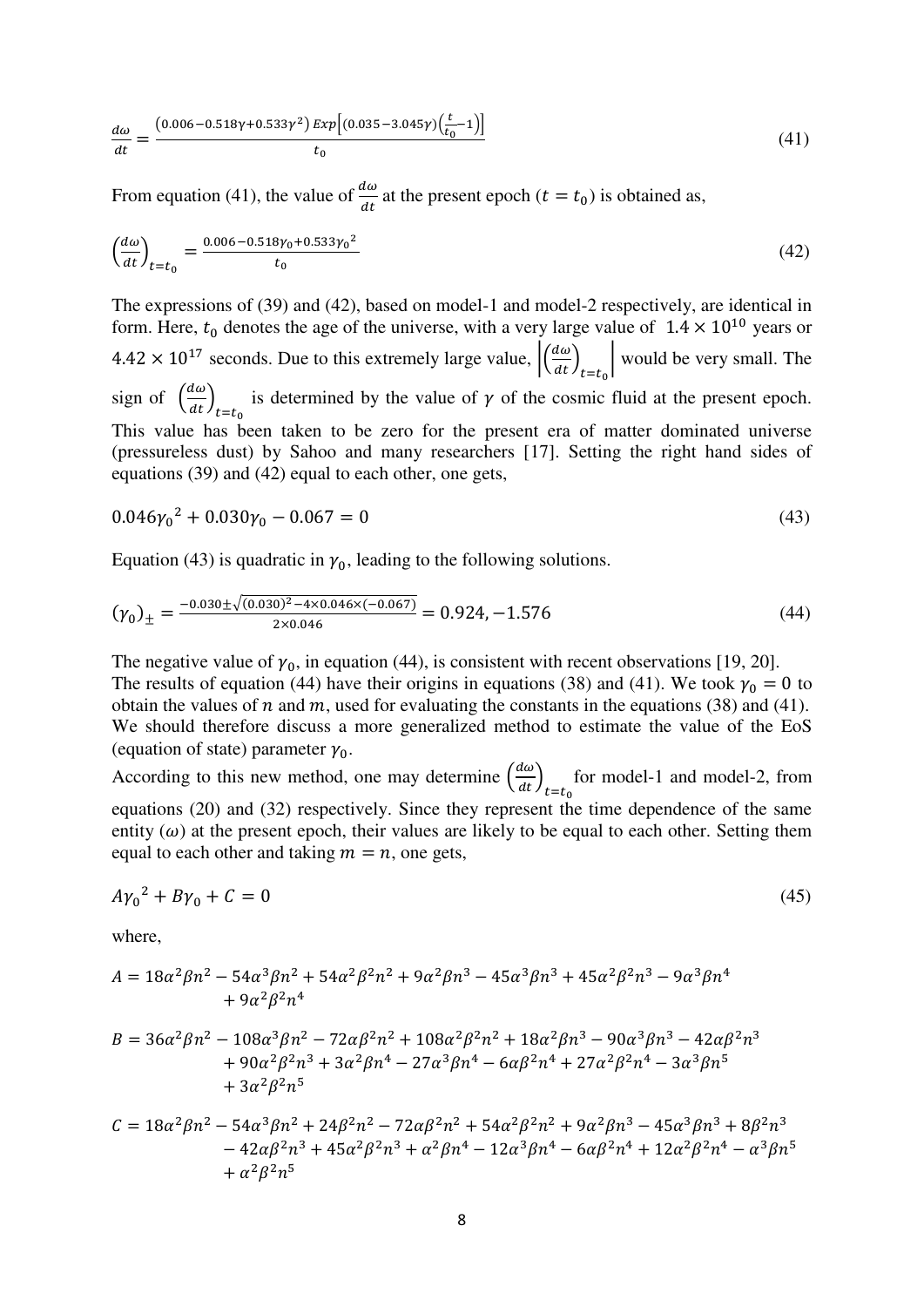$$\frac{d\omega}{dt} = \frac{(0.006 - 0.518\gamma + 0.533\gamma^2)\, Exp\left[(0.035 - 3.045\gamma)\left(\frac{t}{t_0} - 1\right)\right]}{t_0} \tag{41}$$

From equation (41), the value of $\frac{d\omega}{dt}$ at the present epoch ($t = t_0$) is obtained as,

$$\left(\frac{d\omega}{dt}\right)_{t=t_0} = \frac{0.006 - 0.518\gamma_0 + 0.533{\gamma_0}^2}{t_0} \tag{42}$$

The expressions of (39) and (42), based on model-1 and model-2 respectively, are identical in form. Here, $t_0$ denotes the age of the universe, with a very large value of $1.4 \times 10^{10}$ years or $4.42 \times 10^{17}$ seconds. Due to this extremely large value, $\left|\left(\frac{d\omega}{dt}\right)_{t=t_0}\right|$ would be very small. The sign of $\left(\frac{d\omega}{dt}\right)_{t=t_0}$ is determined by the value of $\gamma$ of the cosmic fluid at the present epoch. This value has been taken to be zero for the present era of matter dominated universe (pressureless dust) by Sahoo and many researchers [17]. Setting the right hand sides of equations (39) and (42) equal to each other, one gets,

$$0.046{\gamma_0}^2 + 0.030\gamma_0 - 0.067 = 0 \tag{43}$$

Equation (43) is quadratic in $\gamma_0$, leading to the following solutions.

$$(\gamma_0)_{\pm} = \frac{-0.030 \pm \sqrt{(0.030)^2 - 4 \times 0.046 \times (-0.067)}}{2 \times 0.046} = 0.924, -1.576 \tag{44}$$

The negative value of $\gamma_0$, in equation (44), is consistent with recent observations [19, 20]. The results of equation (44) have their origins in equations (38) and (41). We took $\gamma_0 = 0$ to obtain the values of $n$ and $m$, used for evaluating the constants in the equations (38) and (41). We should therefore discuss a more generalized method to estimate the value of the EoS (equation of state) parameter $\gamma_0$.

According to this new method, one may determine $\left(\frac{d\omega}{dt}\right)_{t=t_0}$ for model-1 and model-2, from equations (20) and (32) respectively. Since they represent the time dependence of the same entity ($\omega$) at the present epoch, their values are likely to be equal to each other. Setting them equal to each other and taking $m = n$, one gets,

$$A{\gamma_0}^2 + B\gamma_0 + C = 0 \tag{45}$$

where,

$$A = 18\alpha^2\beta n^2 - 54\alpha^3\beta n^2 + 54\alpha^2\beta^2 n^2 + 9\alpha^2\beta n^3 - 45\alpha^3\beta n^3 + 45\alpha^2\beta^2 n^3 - 9\alpha^3\beta n^4 + 9\alpha^2\beta^2 n^4$$

$$B = 36\alpha^2\beta n^2 - 108\alpha^3\beta n^2 - 72\alpha\beta^2 n^2 + 108\alpha^2\beta^2 n^2 + 18\alpha^2\beta n^3 - 90\alpha^3\beta n^3 - 42\alpha\beta^2 n^3 + 90\alpha^2\beta^2 n^3 + 3\alpha^2\beta n^4 - 27\alpha^3\beta n^4 - 6\alpha\beta^2 n^4 + 27\alpha^2\beta^2 n^4 - 3\alpha^3\beta n^5 + 3\alpha^2\beta^2 n^5$$

$$C = 18\alpha^2\beta n^2 - 54\alpha^3\beta n^2 + 24\beta^2 n^2 - 72\alpha\beta^2 n^2 + 54\alpha^2\beta^2 n^2 + 9\alpha^2\beta n^3 - 45\alpha^3\beta n^3 + 8\beta^2 n^3 - 42\alpha\beta^2 n^3 + 45\alpha^2\beta^2 n^3 + \alpha^2\beta n^4 - 12\alpha^3\beta n^4 - 6\alpha\beta^2 n^4 + 12\alpha^2\beta^2 n^4 - \alpha^3\beta n^5 + \alpha^2\beta^2 n^5$$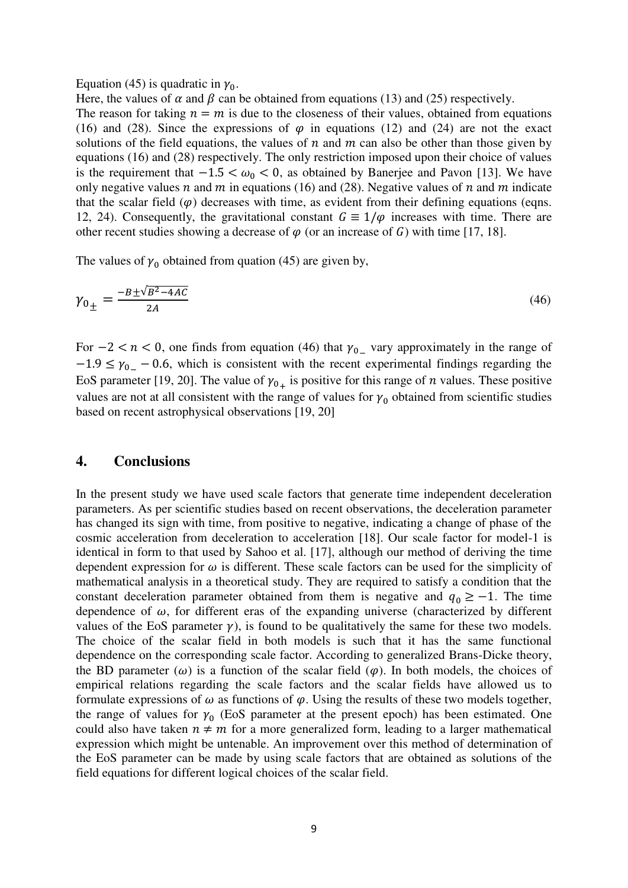Equation (45) is quadratic in $\gamma_0$.

Here, the values of $\alpha$ and $\beta$ can be obtained from equations (13) and (25) respectively.

The reason for taking $n = m$ is due to the closeness of their values, obtained from equations (16) and (28). Since the expressions of $\varphi$ in equations (12) and (24) are not the exact solutions of the field equations, the values of $n$ and $m$ can also be other than those given by equations (16) and (28) respectively. The only restriction imposed upon their choice of values is the requirement that $-1.5 < \omega_0 < 0$, as obtained by Banerjee and Pavon [13]. We have only negative values $n$ and $m$ in equations (16) and (28). Negative values of $n$ and $m$ indicate that the scalar field ($\varphi$) decreases with time, as evident from their defining equations (eqns. 12, 24). Consequently, the gravitational constant $G \equiv 1/\varphi$ increases with time. There are other recent studies showing a decrease of $\varphi$ (or an increase of $G$) with time [17, 18].

The values of $\gamma_0$ obtained from quation (45) are given by,

$$\gamma_{0_{\pm}} = \frac{-B \pm \sqrt{B^2 - 4AC}}{2A} \tag{46}$$

For $-2 < n < 0$, one finds from equation (46) that $\gamma_{0\_}$ vary approximately in the range of $-1.9 \le \gamma_{0\_} - 0.6$, which is consistent with the recent experimental findings regarding the EoS parameter [19, 20]. The value of $\gamma_{0_+}$ is positive for this range of $n$ values. These positive values are not at all consistent with the range of values for $\gamma_0$ obtained from scientific studies based on recent astrophysical observations [19, 20]

## 4. Conclusions

In the present study we have used scale factors that generate time independent deceleration parameters. As per scientific studies based on recent observations, the deceleration parameter has changed its sign with time, from positive to negative, indicating a change of phase of the cosmic acceleration from deceleration to acceleration [18]. Our scale factor for model-1 is identical in form to that used by Sahoo et al. [17], although our method of deriving the time dependent expression for $\omega$ is different. These scale factors can be used for the simplicity of mathematical analysis in a theoretical study. They are required to satisfy a condition that the constant deceleration parameter obtained from them is negative and $q_0 \ge -1$. The time dependence of $\omega$, for different eras of the expanding universe (characterized by different values of the EoS parameter $\gamma$), is found to be qualitatively the same for these two models. The choice of the scalar field in both models is such that it has the same functional dependence on the corresponding scale factor. According to generalized Brans-Dicke theory, the BD parameter ($\omega$) is a function of the scalar field ($\varphi$). In both models, the choices of empirical relations regarding the scale factors and the scalar fields have allowed us to formulate expressions of $\omega$ as functions of $\varphi$. Using the results of these two models together, the range of values for $\gamma_0$ (EoS parameter at the present epoch) has been estimated. One could also have taken $n \neq m$ for a more generalized form, leading to a larger mathematical expression which might be untenable. An improvement over this method of determination of the EoS parameter can be made by using scale factors that are obtained as solutions of the field equations for different logical choices of the scalar field.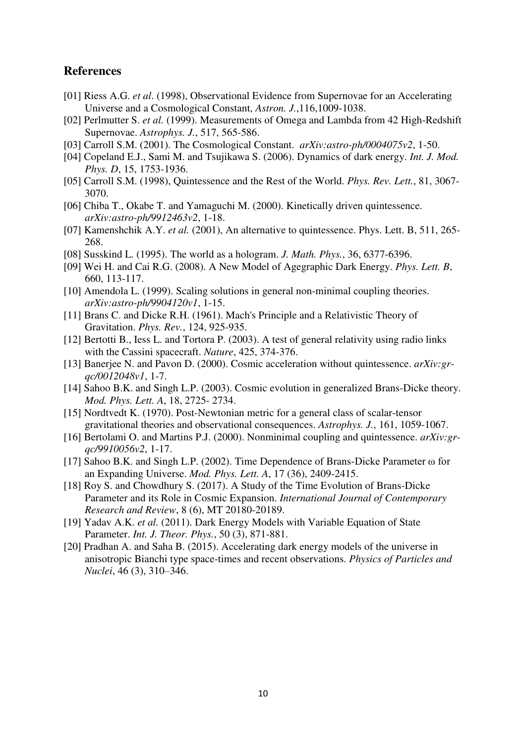## References

[01] Riess A.G. *et al*. (1998), Observational Evidence from Supernovae for an Accelerating Universe and a Cosmological Constant, *Astron. J.*,116,1009-1038.

[02] Perlmutter S. *et al.* (1999). Measurements of Omega and Lambda from 42 High-Redshift Supernovae. *Astrophys. J.*, 517, 565-586.

[03] Carroll S.M. (2001). The Cosmological Constant. *arXiv:astro-ph/0004075v2*, 1-50.

[04] Copeland E.J., Sami M. and Tsujikawa S. (2006). Dynamics of dark energy. *Int. J. Mod. Phys. D*, 15, 1753-1936.

[05] Carroll S.M. (1998), Quintessence and the Rest of the World. *Phys. Rev. Lett.*, 81, 3067-3070.

[06] Chiba T., Okabe T. and Yamaguchi M. (2000). Kinetically driven quintessence. *arXiv:astro-ph/9912463v2*, 1-18.

[07] Kamenshchik A.Y. *et al.* (2001), An alternative to quintessence. Phys. Lett. B, 511, 265-268.

[08] Susskind L. (1995). The world as a hologram. *J. Math. Phys.*, 36, 6377-6396.

[09] Wei H. and Cai R.G. (2008). A New Model of Agegraphic Dark Energy. *Phys. Lett. B*, 660, 113-117.

[10] Amendola L. (1999). Scaling solutions in general non-minimal coupling theories. *arXiv:astro-ph/9904120v1*, 1-15.

[11] Brans C. and Dicke R.H. (1961). Mach's Principle and a Relativistic Theory of Gravitation. *Phys. Rev.*, 124, 925-935.

[12] Bertotti B., Iess L. and Tortora P. (2003). A test of general relativity using radio links with the Cassini spacecraft. *Nature*, 425, 374-376.

[13] Banerjee N. and Pavon D. (2000). Cosmic acceleration without quintessence. *arXiv:gr-qc/0012048v1*, 1-7.

[14] Sahoo B.K. and Singh L.P. (2003). Cosmic evolution in generalized Brans-Dicke theory. *Mod. Phys. Lett. A*, 18, 2725- 2734.

[15] Nordtvedt K. (1970). Post-Newtonian metric for a general class of scalar-tensor gravitational theories and observational consequences. *Astrophys. J.*, 161, 1059-1067.

[16] Bertolami O. and Martins P.J. (2000). Nonminimal coupling and quintessence. *arXiv:gr-qc/9910056v2*, 1-17.

[17] Sahoo B.K. and Singh L.P. (2002). Time Dependence of Brans-Dicke Parameter ω for an Expanding Universe. *Mod. Phys. Lett. A*, 17 (36), 2409-2415.

[18] Roy S. and Chowdhury S. (2017). A Study of the Time Evolution of Brans-Dicke Parameter and its Role in Cosmic Expansion. *International Journal of Contemporary Research and Review*, 8 (6), MT 20180-20189.

[19] Yadav A.K. *et al.* (2011). Dark Energy Models with Variable Equation of State Parameter. *Int. J. Theor. Phys.*, 50 (3), 871-881.

[20] Pradhan A. and Saha B. (2015). Accelerating dark energy models of the universe in anisotropic Bianchi type space-times and recent observations. *Physics of Particles and Nuclei*, 46 (3), 310–346.